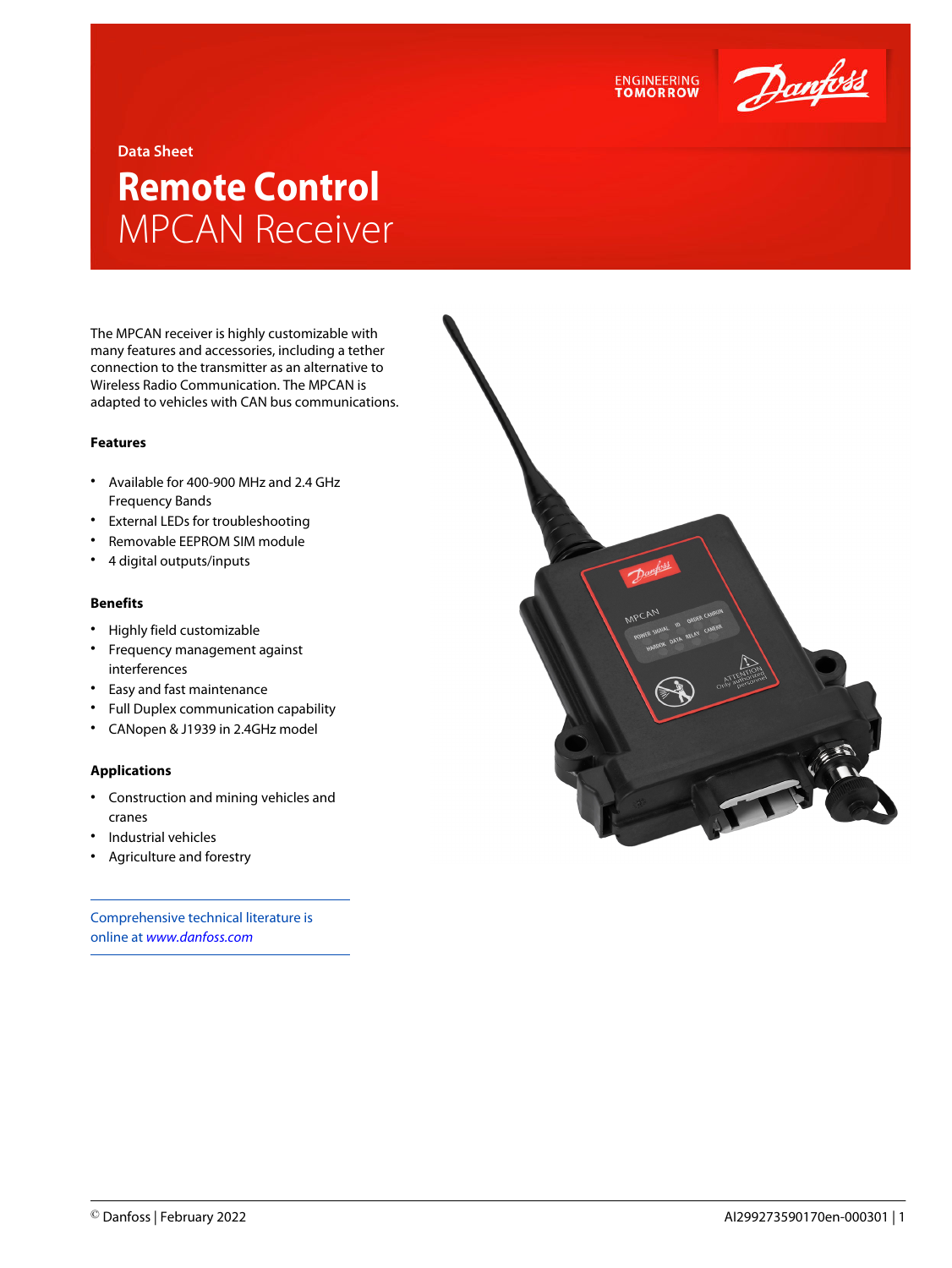Data Sheet

# Remote Control
## MPCAN Receiver

The MPCAN receiver is highly customizable with many features and accessories, including a tether connection to the transmitter as an alternative to Wireless Radio Communication. The MPCAN is adapted to vehicles with CAN bus communications.

### Features

- Available for 400-900 MHz and 2.4 GHz Frequency Bands
- External LEDs for troubleshooting
- Removable EEPROM SIM module
- 4 digital outputs/inputs

### Benefits

- Highly field customizable
- Frequency management against interferences
- Easy and fast maintenance
- Full Duplex communication capability
- CANopen & J1939 in 2.4GHz model

### Applications

- Construction and mining vehicles and cranes
- Industrial vehicles
- Agriculture and forestry

Comprehensive technical literature is online at *www.danfoss.com*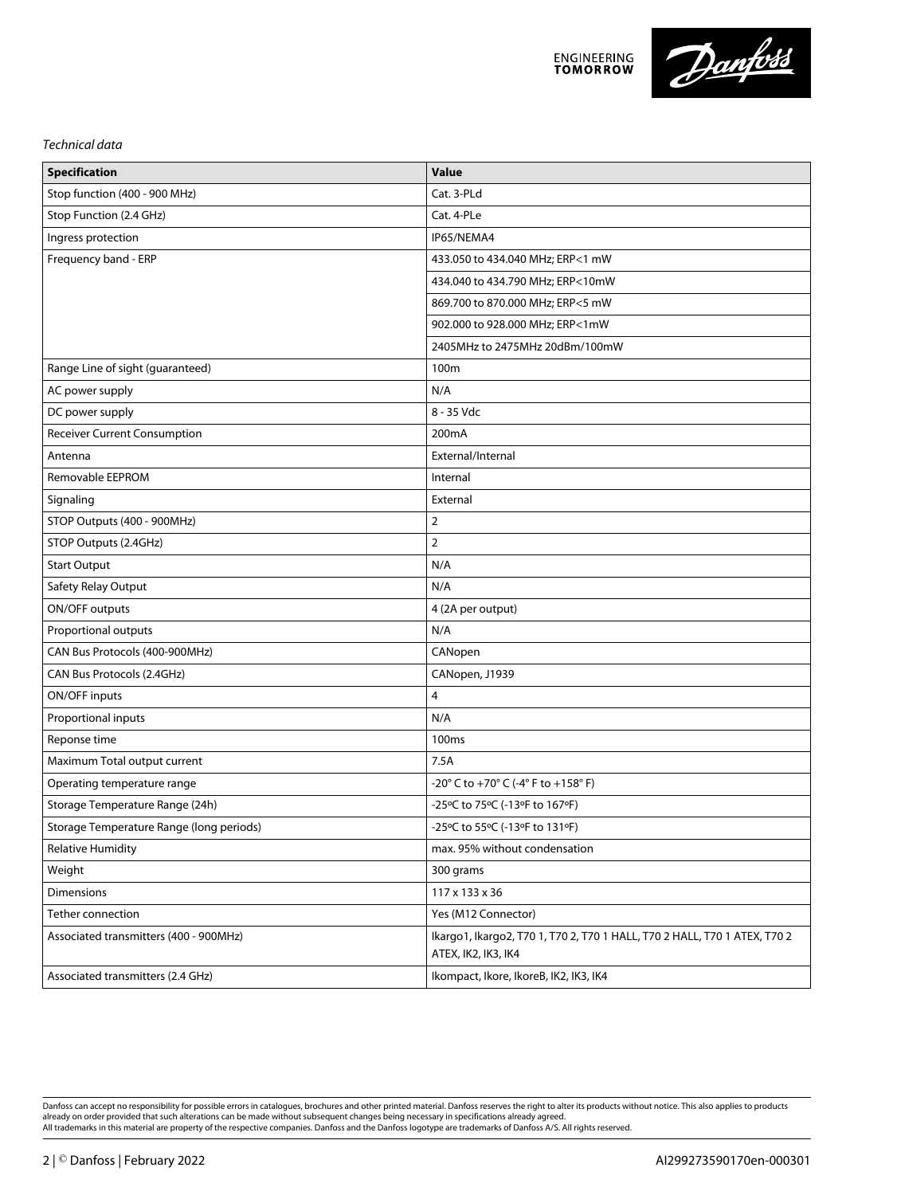*Technical data*

| Specification | Value |
| --- | --- |
| Stop function (400 - 900 MHz) | Cat. 3-PLd |
| Stop Function (2.4 GHz) | Cat. 4-PLe |
| Ingress protection | IP65/NEMA4 |
| Frequency band - ERP | 433.050 to 434.040 MHz; ERP<1 mW |
| | 434.040 to 434.790 MHz; ERP<10mW |
| | 869.700 to 870.000 MHz; ERP<5 mW |
| | 902.000 to 928.000 MHz; ERP<1mW |
| | 2405MHz to 2475MHz 20dBm/100mW |
| Range Line of sight (guaranteed) | 100m |
| AC power supply | N/A |
| DC power supply | 8 - 35 Vdc |
| Receiver Current Consumption | 200mA |
| Antenna | External/Internal |
| Removable EEPROM | Internal |
| Signaling | External |
| STOP Outputs (400 - 900MHz) | 2 |
| STOP Outputs (2.4GHz) | 2 |
| Start Output | N/A |
| Safety Relay Output | N/A |
| ON/OFF outputs | 4 (2A per output) |
| Proportional outputs | N/A |
| CAN Bus Protocols (400-900MHz) | CANopen |
| CAN Bus Protocols (2.4GHz) | CANopen, J1939 |
| ON/OFF inputs | 4 |
| Proportional inputs | N/A |
| Reponse time | 100ms |
| Maximum Total output current | 7.5A |
| Operating temperature range | -20° C to +70° C (-4° F to +158° F) |
| Storage Temperature Range (24h) | -25ºC to 75ºC (-13ºF to 167ºF) |
| Storage Temperature Range (long periods) | -25ºC to 55ºC (-13ºF to 131ºF) |
| Relative Humidity | max. 95% without condensation |
| Weight | 300 grams |
| Dimensions | 117 x 133 x 36 |
| Tether connection | Yes (M12 Connector) |
| Associated transmitters (400 - 900MHz) | Ikargo1, Ikargo2, T70 1, T70 2, T70 1 HALL, T70 2 HALL, T70 1 ATEX, T70 2 ATEX, IK2, IK3, IK4 |
| Associated transmitters (2.4 GHz) | Ikompact, Ikore, IkoreB, IK2, IK3, IK4 |

Danfoss can accept no responsibility for possible errors in catalogues, brochures and other printed material. Danfoss reserves the right to alter its products without notice. This also applies to products already on order provided that such alterations can be made without subsequent changes being necessary in specifications already agreed.
All trademarks in this material are property of the respective companies. Danfoss and the Danfoss logotype are trademarks of Danfoss A/S. All rights reserved.